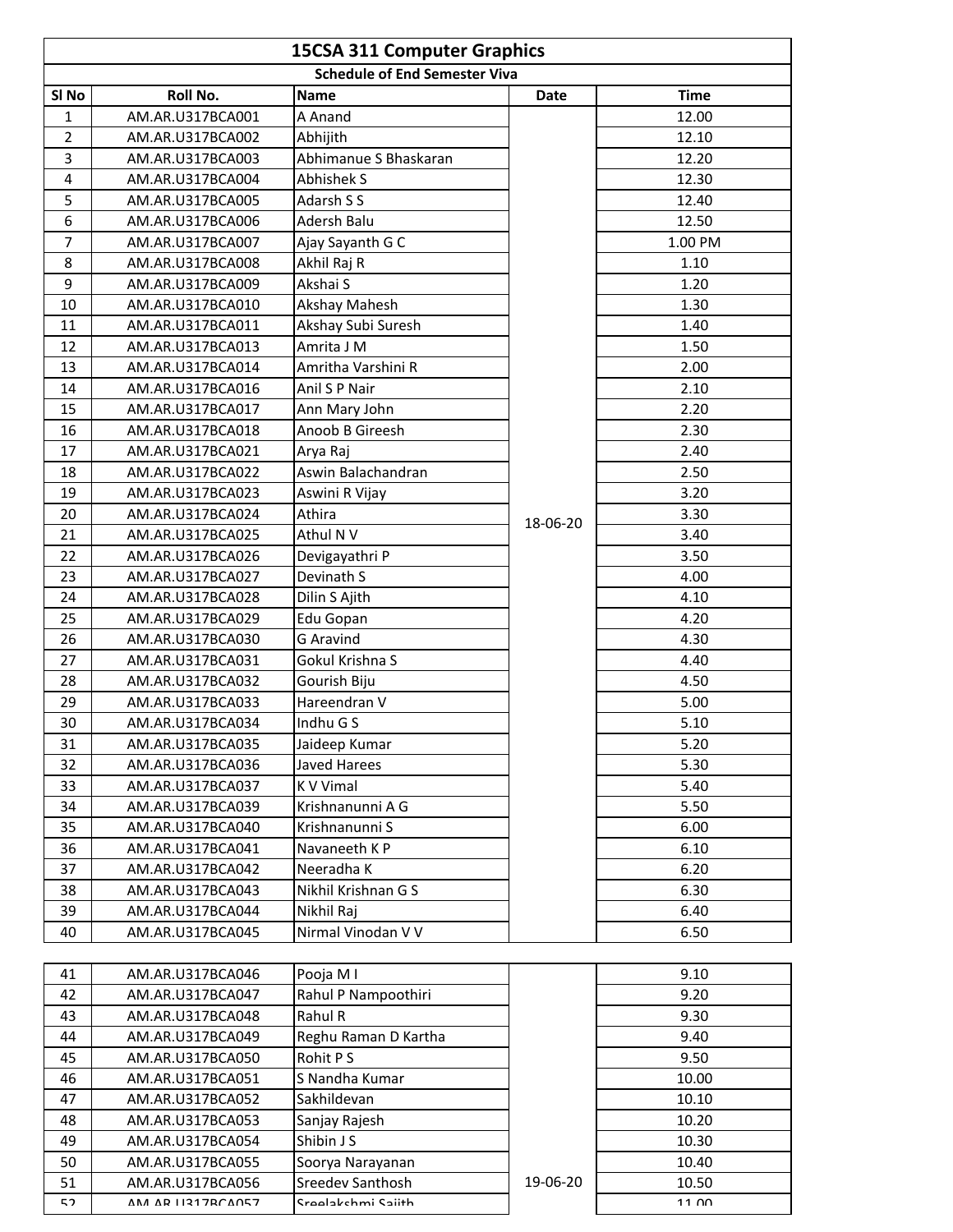# 15CSA 311 Computer Graphics

## Schedule of End Semester Viva

| Sl No | Roll No. | Name | Date | Time |
|---|---|---|---|---|
| 1 | AM.AR.U317BCA001 | A Anand | 18-06-20 | 12.00 |
| 2 | AM.AR.U317BCA002 | Abhijith | | 12.10 |
| 3 | AM.AR.U317BCA003 | Abhimanue S Bhaskaran | | 12.20 |
| 4 | AM.AR.U317BCA004 | Abhishek S | | 12.30 |
| 5 | AM.AR.U317BCA005 | Adarsh S S | | 12.40 |
| 6 | AM.AR.U317BCA006 | Adersh Balu | | 12.50 |
| 7 | AM.AR.U317BCA007 | Ajay Sayanth G C | | 1.00 PM |
| 8 | AM.AR.U317BCA008 | Akhil Raj R | | 1.10 |
| 9 | AM.AR.U317BCA009 | Akshai S | | 1.20 |
| 10 | AM.AR.U317BCA010 | Akshay Mahesh | | 1.30 |
| 11 | AM.AR.U317BCA011 | Akshay Subi Suresh | | 1.40 |
| 12 | AM.AR.U317BCA013 | Amrita J M | | 1.50 |
| 13 | AM.AR.U317BCA014 | Amritha Varshini R | | 2.00 |
| 14 | AM.AR.U317BCA016 | Anil S P Nair | | 2.10 |
| 15 | AM.AR.U317BCA017 | Ann Mary John | | 2.20 |
| 16 | AM.AR.U317BCA018 | Anoob B Gireesh | | 2.30 |
| 17 | AM.AR.U317BCA021 | Arya Raj | | 2.40 |
| 18 | AM.AR.U317BCA022 | Aswin Balachandran | | 2.50 |
| 19 | AM.AR.U317BCA023 | Aswini R Vijay | | 3.20 |
| 20 | AM.AR.U317BCA024 | Athira | | 3.30 |
| 21 | AM.AR.U317BCA025 | Athul N V | | 3.40 |
| 22 | AM.AR.U317BCA026 | Devigayathri P | | 3.50 |
| 23 | AM.AR.U317BCA027 | Devinath S | | 4.00 |
| 24 | AM.AR.U317BCA028 | Dilin S Ajith | | 4.10 |
| 25 | AM.AR.U317BCA029 | Edu Gopan | | 4.20 |
| 26 | AM.AR.U317BCA030 | G Aravind | | 4.30 |
| 27 | AM.AR.U317BCA031 | Gokul Krishna S | | 4.40 |
| 28 | AM.AR.U317BCA032 | Gourish Biju | | 4.50 |
| 29 | AM.AR.U317BCA033 | Hareendran V | | 5.00 |
| 30 | AM.AR.U317BCA034 | Indhu G S | | 5.10 |
| 31 | AM.AR.U317BCA035 | Jaideep Kumar | | 5.20 |
| 32 | AM.AR.U317BCA036 | Javed Harees | | 5.30 |
| 33 | AM.AR.U317BCA037 | K V Vimal | | 5.40 |
| 34 | AM.AR.U317BCA039 | Krishnanunni A G | | 5.50 |
| 35 | AM.AR.U317BCA040 | Krishnanunni S | | 6.00 |
| 36 | AM.AR.U317BCA041 | Navaneeth K P | | 6.10 |
| 37 | AM.AR.U317BCA042 | Neeradha K | | 6.20 |
| 38 | AM.AR.U317BCA043 | Nikhil Krishnan G S | | 6.30 |
| 39 | AM.AR.U317BCA044 | Nikhil Raj | | 6.40 |
| 40 | AM.AR.U317BCA045 | Nirmal Vinodan V V | | 6.50 |
| 41 | AM.AR.U317BCA046 | Pooja M I | 19-06-20 | 9.10 |
| 42 | AM.AR.U317BCA047 | Rahul P Nampoothiri | | 9.20 |
| 43 | AM.AR.U317BCA048 | Rahul R | | 9.30 |
| 44 | AM.AR.U317BCA049 | Reghu Raman D Kartha | | 9.40 |
| 45 | AM.AR.U317BCA050 | Rohit P S | | 9.50 |
| 46 | AM.AR.U317BCA051 | S Nandha Kumar | | 10.00 |
| 47 | AM.AR.U317BCA052 | Sakhildevan | | 10.10 |
| 48 | AM.AR.U317BCA053 | Sanjay Rajesh | | 10.20 |
| 49 | AM.AR.U317BCA054 | Shibin J S | | 10.30 |
| 50 | AM.AR.U317BCA055 | Soorya Narayanan | | 10.40 |
| 51 | AM.AR.U317BCA056 | Sreedev Santhosh | | 10.50 |
| 52 | AM.AR.U317BCA057 | Sreelakshmi Sajith | | 11.00 |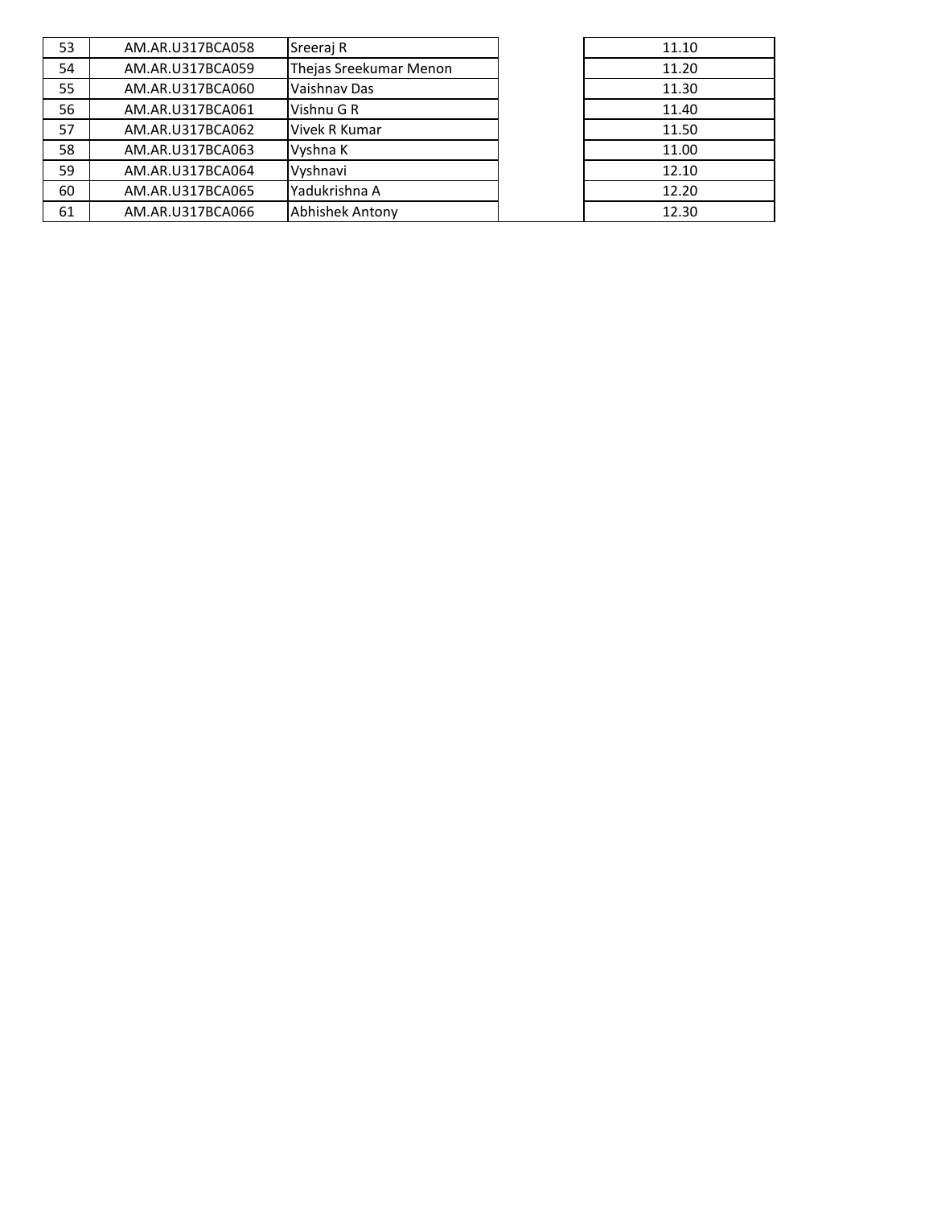| | | | | |
|---|---|---|---|---|
| 53 | AM.AR.U317BCA058 | Sreeraj R | | 11.10 |
| 54 | AM.AR.U317BCA059 | Thejas Sreekumar Menon | | 11.20 |
| 55 | AM.AR.U317BCA060 | Vaishnav Das | | 11.30 |
| 56 | AM.AR.U317BCA061 | Vishnu G R | | 11.40 |
| 57 | AM.AR.U317BCA062 | Vivek R Kumar | | 11.50 |
| 58 | AM.AR.U317BCA063 | Vyshna K | | 11.00 |
| 59 | AM.AR.U317BCA064 | Vyshnavi | | 12.10 |
| 60 | AM.AR.U317BCA065 | Yadukrishna A | | 12.20 |
| 61 | AM.AR.U317BCA066 | Abhishek Antony | | 12.30 |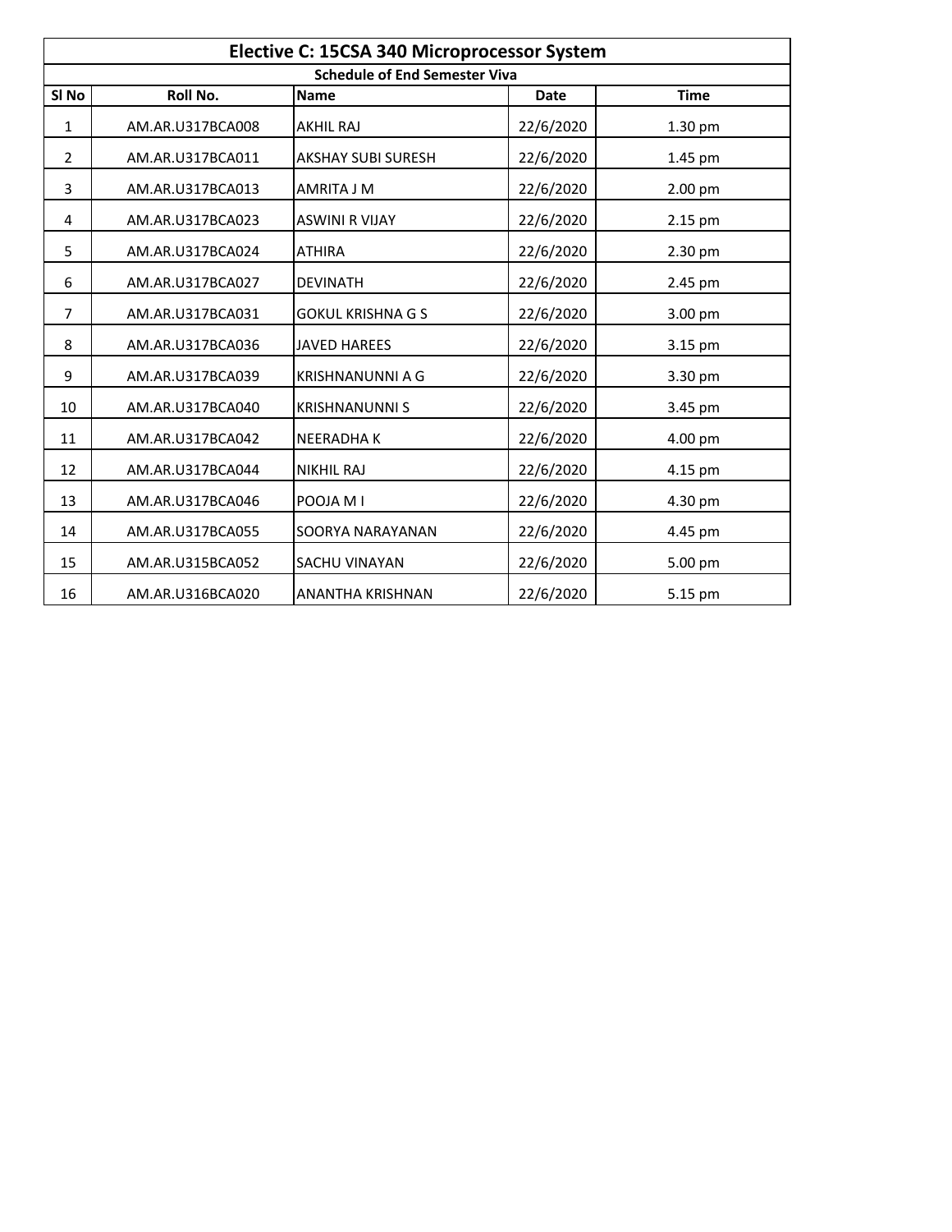| Elective C: 15CSA 340 Microprocessor System | | | | |
|---|---|---|---|---|
| **Schedule of End Semester Viva** | | | | |
| **Sl No** | **Roll No.** | **Name** | **Date** | **Time** |
| 1 | AM.AR.U317BCA008 | AKHIL RAJ | 22/6/2020 | 1.30 pm |
| 2 | AM.AR.U317BCA011 | AKSHAY SUBI SURESH | 22/6/2020 | 1.45 pm |
| 3 | AM.AR.U317BCA013 | AMRITA J M | 22/6/2020 | 2.00 pm |
| 4 | AM.AR.U317BCA023 | ASWINI R VIJAY | 22/6/2020 | 2.15 pm |
| 5 | AM.AR.U317BCA024 | ATHIRA | 22/6/2020 | 2.30 pm |
| 6 | AM.AR.U317BCA027 | DEVINATH | 22/6/2020 | 2.45 pm |
| 7 | AM.AR.U317BCA031 | GOKUL KRISHNA G S | 22/6/2020 | 3.00 pm |
| 8 | AM.AR.U317BCA036 | JAVED HAREES | 22/6/2020 | 3.15 pm |
| 9 | AM.AR.U317BCA039 | KRISHNANUNNI A G | 22/6/2020 | 3.30 pm |
| 10 | AM.AR.U317BCA040 | KRISHNANUNNI S | 22/6/2020 | 3.45 pm |
| 11 | AM.AR.U317BCA042 | NEERADHA K | 22/6/2020 | 4.00 pm |
| 12 | AM.AR.U317BCA044 | NIKHIL RAJ | 22/6/2020 | 4.15 pm |
| 13 | AM.AR.U317BCA046 | POOJA M I | 22/6/2020 | 4.30 pm |
| 14 | AM.AR.U317BCA055 | SOORYA NARAYANAN | 22/6/2020 | 4.45 pm |
| 15 | AM.AR.U315BCA052 | SACHU VINAYAN | 22/6/2020 | 5.00 pm |
| 16 | AM.AR.U316BCA020 | ANANTHA KRISHNAN | 22/6/2020 | 5.15 pm |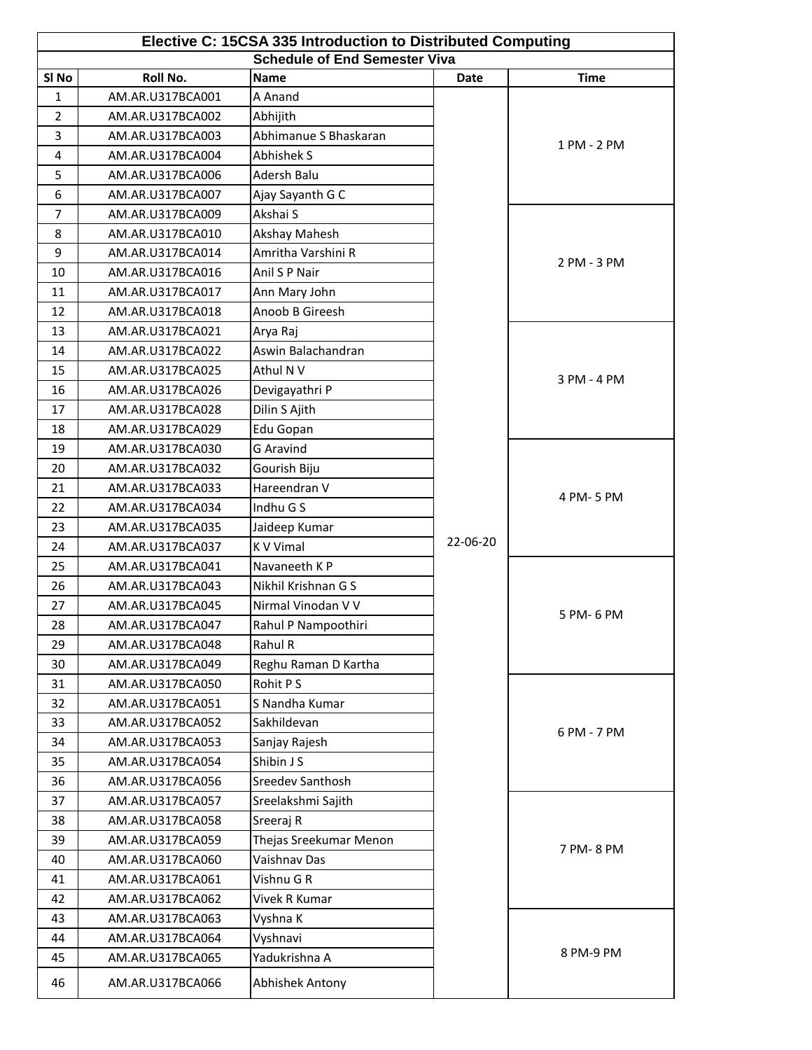## Elective C: 15CSA 335 Introduction to Distributed Computing

### Schedule of End Semester Viva

| Sl No | Roll No. | Name | Date | Time |
|---|---|---|---|---|
| 1 | AM.AR.U317BCA001 | A Anand | 22-06-20 | 1 PM - 2 PM |
| 2 | AM.AR.U317BCA002 | Abhijith | | |
| 3 | AM.AR.U317BCA003 | Abhimanue S Bhaskaran | | |
| 4 | AM.AR.U317BCA004 | Abhishek S | | |
| 5 | AM.AR.U317BCA006 | Adersh Balu | | |
| 6 | AM.AR.U317BCA007 | Ajay Sayanth G C | | |
| 7 | AM.AR.U317BCA009 | Akshai S | | 2 PM - 3 PM |
| 8 | AM.AR.U317BCA010 | Akshay Mahesh | | |
| 9 | AM.AR.U317BCA014 | Amritha Varshini R | | |
| 10 | AM.AR.U317BCA016 | Anil S P Nair | | |
| 11 | AM.AR.U317BCA017 | Ann Mary John | | |
| 12 | AM.AR.U317BCA018 | Anoob B Gireesh | | |
| 13 | AM.AR.U317BCA021 | Arya Raj | | 3 PM - 4 PM |
| 14 | AM.AR.U317BCA022 | Aswin Balachandran | | |
| 15 | AM.AR.U317BCA025 | Athul N V | | |
| 16 | AM.AR.U317BCA026 | Devigayathri P | | |
| 17 | AM.AR.U317BCA028 | Dilin S Ajith | | |
| 18 | AM.AR.U317BCA029 | Edu Gopan | | |
| 19 | AM.AR.U317BCA030 | G Aravind | | 4 PM- 5 PM |
| 20 | AM.AR.U317BCA032 | Gourish Biju | | |
| 21 | AM.AR.U317BCA033 | Hareendran V | | |
| 22 | AM.AR.U317BCA034 | Indhu G S | | |
| 23 | AM.AR.U317BCA035 | Jaideep Kumar | | |
| 24 | AM.AR.U317BCA037 | K V Vimal | | |
| 25 | AM.AR.U317BCA041 | Navaneeth K P | | 5 PM- 6 PM |
| 26 | AM.AR.U317BCA043 | Nikhil Krishnan G S | | |
| 27 | AM.AR.U317BCA045 | Nirmal Vinodan V V | | |
| 28 | AM.AR.U317BCA047 | Rahul P Nampoothiri | | |
| 29 | AM.AR.U317BCA048 | Rahul R | | |
| 30 | AM.AR.U317BCA049 | Reghu Raman D Kartha | | |
| 31 | AM.AR.U317BCA050 | Rohit P S | | 6 PM - 7 PM |
| 32 | AM.AR.U317BCA051 | S Nandha Kumar | | |
| 33 | AM.AR.U317BCA052 | Sakhildevan | | |
| 34 | AM.AR.U317BCA053 | Sanjay Rajesh | | |
| 35 | AM.AR.U317BCA054 | Shibin J S | | |
| 36 | AM.AR.U317BCA056 | Sreedev Santhosh | | |
| 37 | AM.AR.U317BCA057 | Sreelakshmi Sajith | | 7 PM- 8 PM |
| 38 | AM.AR.U317BCA058 | Sreeraj R | | |
| 39 | AM.AR.U317BCA059 | Thejas Sreekumar Menon | | |
| 40 | AM.AR.U317BCA060 | Vaishnav Das | | |
| 41 | AM.AR.U317BCA061 | Vishnu G R | | |
| 42 | AM.AR.U317BCA062 | Vivek R Kumar | | |
| 43 | AM.AR.U317BCA063 | Vyshna K | | 8 PM-9 PM |
| 44 | AM.AR.U317BCA064 | Vyshnavi | | |
| 45 | AM.AR.U317BCA065 | Yadukrishna A | | |
| 46 | AM.AR.U317BCA066 | Abhishek Antony | | |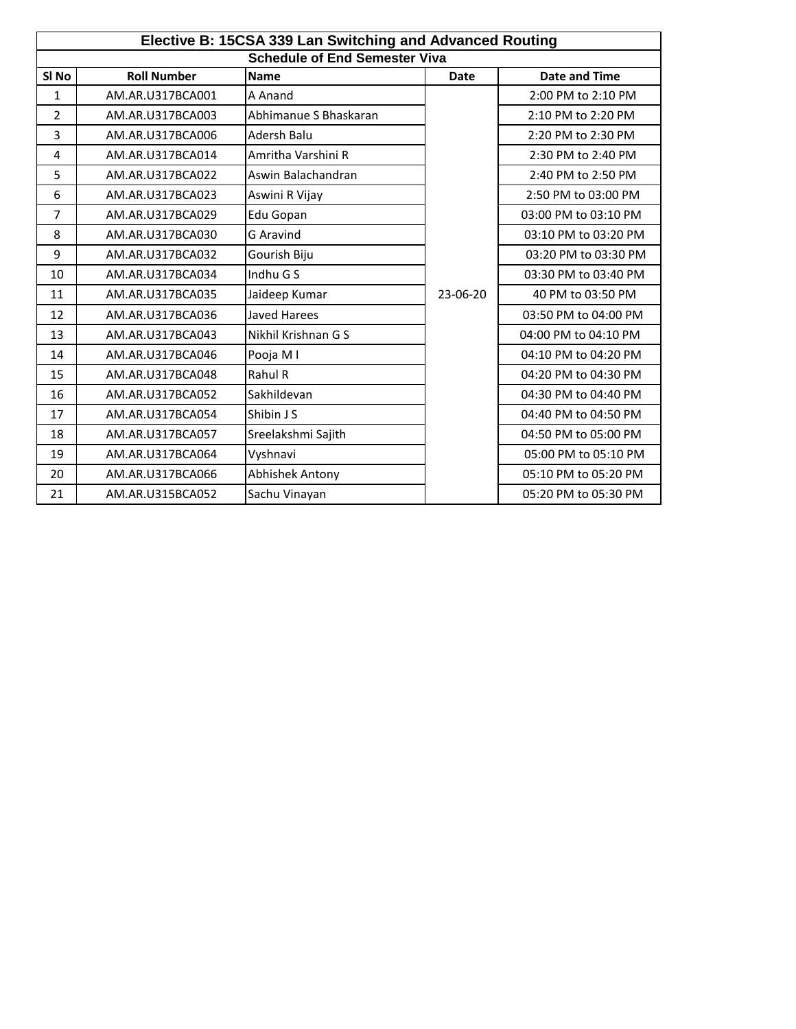**Elective B: 15CSA 339 Lan Switching and Advanced Routing**

**Schedule of End Semester Viva**

| Sl No | Roll Number | Name | Date | Date and Time |
|---|---|---|---|---|
| 1 | AM.AR.U317BCA001 | A Anand | 23-06-20 | 2:00 PM to 2:10 PM |
| 2 | AM.AR.U317BCA003 | Abhimanue S Bhaskaran | | 2:10 PM to 2:20 PM |
| 3 | AM.AR.U317BCA006 | Adersh Balu | | 2:20 PM to 2:30 PM |
| 4 | AM.AR.U317BCA014 | Amritha Varshini R | | 2:30 PM to 2:40 PM |
| 5 | AM.AR.U317BCA022 | Aswin Balachandran | | 2:40 PM to 2:50 PM |
| 6 | AM.AR.U317BCA023 | Aswini R Vijay | | 2:50 PM to 03:00 PM |
| 7 | AM.AR.U317BCA029 | Edu Gopan | | 03:00 PM to 03:10 PM |
| 8 | AM.AR.U317BCA030 | G Aravind | | 03:10 PM to 03:20 PM |
| 9 | AM.AR.U317BCA032 | Gourish Biju | | 03:20 PM to 03:30 PM |
| 10 | AM.AR.U317BCA034 | Indhu G S | | 03:30 PM to 03:40 PM |
| 11 | AM.AR.U317BCA035 | Jaideep Kumar | | 40 PM to 03:50 PM |
| 12 | AM.AR.U317BCA036 | Javed Harees | | 03:50 PM to 04:00 PM |
| 13 | AM.AR.U317BCA043 | Nikhil Krishnan G S | | 04:00 PM to 04:10 PM |
| 14 | AM.AR.U317BCA046 | Pooja M I | | 04:10 PM to 04:20 PM |
| 15 | AM.AR.U317BCA048 | Rahul R | | 04:20 PM to 04:30 PM |
| 16 | AM.AR.U317BCA052 | Sakhildevan | | 04:30 PM to 04:40 PM |
| 17 | AM.AR.U317BCA054 | Shibin J S | | 04:40 PM to 04:50 PM |
| 18 | AM.AR.U317BCA057 | Sreelakshmi Sajith | | 04:50 PM to 05:00 PM |
| 19 | AM.AR.U317BCA064 | Vyshnavi | | 05:00 PM to 05:10 PM |
| 20 | AM.AR.U317BCA066 | Abhishek Antony | | 05:10 PM to 05:20 PM |
| 21 | AM.AR.U315BCA052 | Sachu Vinayan | | 05:20 PM to 05:30 PM |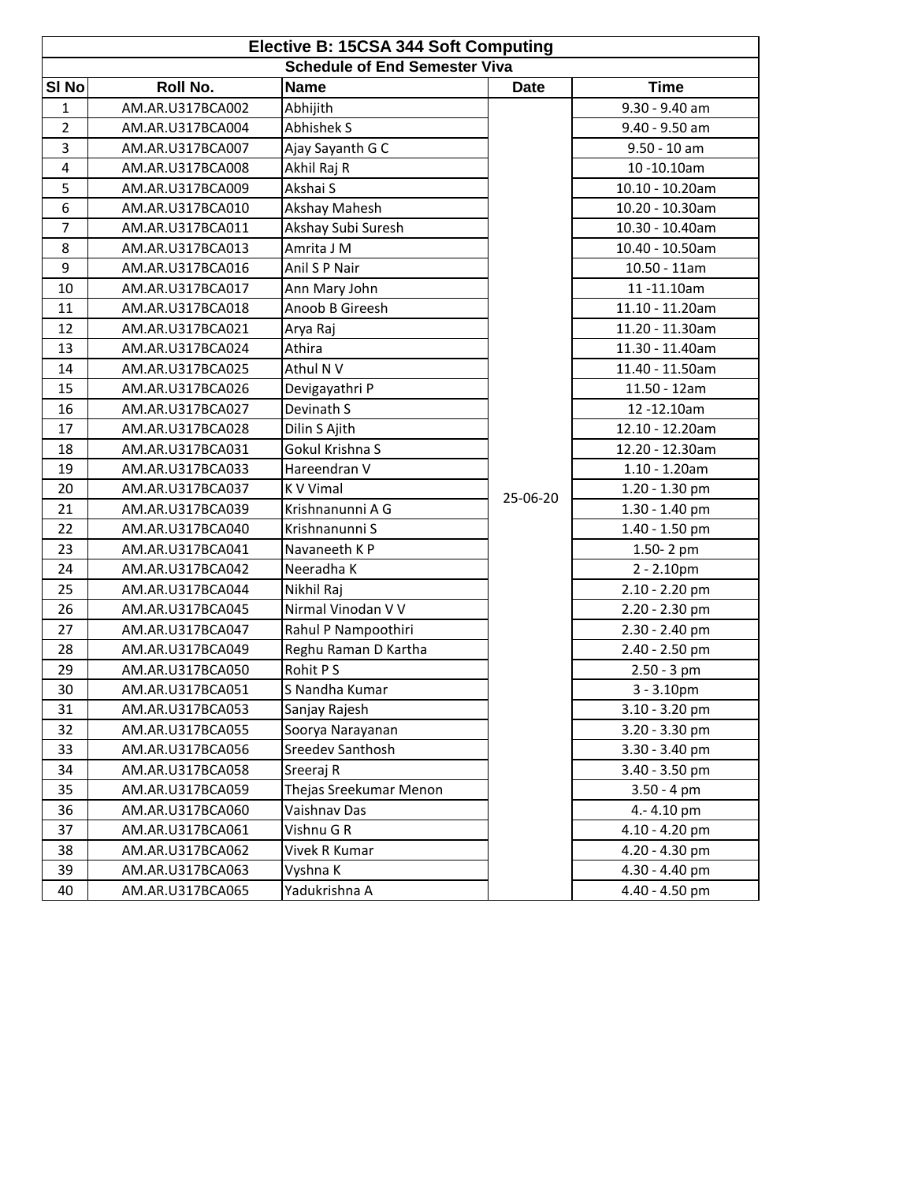| Elective B: 15CSA 344 Soft Computing | | | | |
|---|---|---|---|---|
| Schedule of End Semester Viva | | | | |
| Sl No | Roll No. | Name | Date | Time |
| 1 | AM.AR.U317BCA002 | Abhijith | 25-06-20 | 9.30 - 9.40 am |
| 2 | AM.AR.U317BCA004 | Abhishek S | | 9.40 - 9.50 am |
| 3 | AM.AR.U317BCA007 | Ajay Sayanth G C | | 9.50 - 10 am |
| 4 | AM.AR.U317BCA008 | Akhil Raj R | | 10 -10.10am |
| 5 | AM.AR.U317BCA009 | Akshai S | | 10.10 - 10.20am |
| 6 | AM.AR.U317BCA010 | Akshay Mahesh | | 10.20 - 10.30am |
| 7 | AM.AR.U317BCA011 | Akshay Subi Suresh | | 10.30 - 10.40am |
| 8 | AM.AR.U317BCA013 | Amrita J M | | 10.40 - 10.50am |
| 9 | AM.AR.U317BCA016 | Anil S P Nair | | 10.50 - 11am |
| 10 | AM.AR.U317BCA017 | Ann Mary John | | 11 -11.10am |
| 11 | AM.AR.U317BCA018 | Anoob B Gireesh | | 11.10 - 11.20am |
| 12 | AM.AR.U317BCA021 | Arya Raj | | 11.20 - 11.30am |
| 13 | AM.AR.U317BCA024 | Athira | | 11.30 - 11.40am |
| 14 | AM.AR.U317BCA025 | Athul N V | | 11.40 - 11.50am |
| 15 | AM.AR.U317BCA026 | Devigayathri P | | 11.50 - 12am |
| 16 | AM.AR.U317BCA027 | Devinath S | | 12 -12.10am |
| 17 | AM.AR.U317BCA028 | Dilin S Ajith | | 12.10 - 12.20am |
| 18 | AM.AR.U317BCA031 | Gokul Krishna S | | 12.20 - 12.30am |
| 19 | AM.AR.U317BCA033 | Hareendran V | | 1.10 - 1.20am |
| 20 | AM.AR.U317BCA037 | K V Vimal | | 1.20 - 1.30 pm |
| 21 | AM.AR.U317BCA039 | Krishnanunni A G | | 1.30 - 1.40 pm |
| 22 | AM.AR.U317BCA040 | Krishnanunni S | | 1.40 - 1.50 pm |
| 23 | AM.AR.U317BCA041 | Navaneeth K P | | 1.50- 2 pm |
| 24 | AM.AR.U317BCA042 | Neeradha K | | 2 - 2.10pm |
| 25 | AM.AR.U317BCA044 | Nikhil Raj | | 2.10 - 2.20 pm |
| 26 | AM.AR.U317BCA045 | Nirmal Vinodan V V | | 2.20 - 2.30 pm |
| 27 | AM.AR.U317BCA047 | Rahul P Nampoothiri | | 2.30 - 2.40 pm |
| 28 | AM.AR.U317BCA049 | Reghu Raman D Kartha | | 2.40 - 2.50 pm |
| 29 | AM.AR.U317BCA050 | Rohit P S | | 2.50 - 3 pm |
| 30 | AM.AR.U317BCA051 | S Nandha Kumar | | 3 - 3.10pm |
| 31 | AM.AR.U317BCA053 | Sanjay Rajesh | | 3.10 - 3.20 pm |
| 32 | AM.AR.U317BCA055 | Soorya Narayanan | | 3.20 - 3.30 pm |
| 33 | AM.AR.U317BCA056 | Sreedev Santhosh | | 3.30 - 3.40 pm |
| 34 | AM.AR.U317BCA058 | Sreeraj R | | 3.40 - 3.50 pm |
| 35 | AM.AR.U317BCA059 | Thejas Sreekumar Menon | | 3.50 - 4 pm |
| 36 | AM.AR.U317BCA060 | Vaishnav Das | | 4.- 4.10 pm |
| 37 | AM.AR.U317BCA061 | Vishnu G R | | 4.10 - 4.20 pm |
| 38 | AM.AR.U317BCA062 | Vivek R Kumar | | 4.20 - 4.30 pm |
| 39 | AM.AR.U317BCA063 | Vyshna K | | 4.30 - 4.40 pm |
| 40 | AM.AR.U317BCA065 | Yadukrishna A | | 4.40 - 4.50 pm |